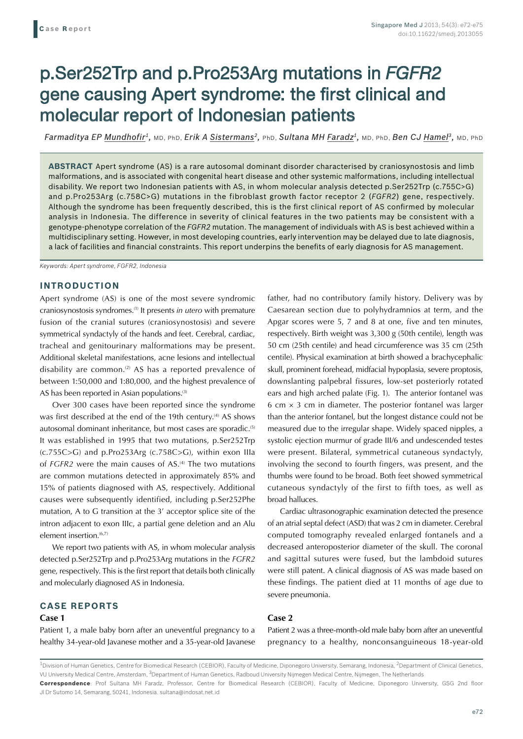Case Report

# p.Ser252Trp and p.Pro253Arg mutations in *FGFR2* gene causing Apert syndrome: the first clinical and molecular report of Indonesian patients

*Farmaditya EP Mundhofir*[1], MD, PhD, *Erik A Sistermans*[2], PhD, *Sultana MH Faradz*[1], MD, PhD, *Ben CJ Hamel*[3], MD, PhD

**ABSTRACT** Apert syndrome (AS) is a rare autosomal dominant disorder characterised by craniosynostosis and limb malformations, and is associated with congenital heart disease and other systemic malformations, including intellectual disability. We report two Indonesian patients with AS, in whom molecular analysis detected p.Ser252Trp (c.755C>G) and p.Pro253Arg (c.758C>G) mutations in the fibroblast growth factor receptor 2 (*FGFR2*) gene, respectively. Although the syndrome has been frequently described, this is the first clinical report of AS confirmed by molecular analysis in Indonesia. The difference in severity of clinical features in the two patients may be consistent with a genotype-phenotype correlation of the *FGFR2* mutation. The management of individuals with AS is best achieved within a multidisciplinary setting. However, in most developing countries, early intervention may be delayed due to late diagnosis, a lack of facilities and financial constraints. This report underpins the benefits of early diagnosis for AS management.

*Keywords: Apert syndrome, FGFR2, Indonesia*

## INTRODUCTION

Apert syndrome (AS) is one of the most severe syndromic craniosynostosis syndromes.[1] It presents *in utero* with premature fusion of the cranial sutures (craniosynostosis) and severe symmetrical syndactyly of the hands and feet. Cerebral, cardiac, tracheal and genitourinary malformations may be present. Additional skeletal manifestations, acne lesions and intellectual disability are common.[2] AS has a reported prevalence of between 1:50,000 and 1:80,000, and the highest prevalence of AS has been reported in Asian populations.[3]

Over 300 cases have been reported since the syndrome was first described at the end of the 19th century.[4] AS shows autosomal dominant inheritance, but most cases are sporadic.[5] It was established in 1995 that two mutations, p.Ser252Trp (c.755C>G) and p.Pro253Arg (c.758C>G), within exon IIIa of *FGFR2* were the main causes of AS.[4] The two mutations are common mutations detected in approximately 85% and 15% of patients diagnosed with AS, respectively. Additional causes were subsequently identified, including p.Ser252Phe mutation, A to G transition at the 3′ acceptor splice site of the intron adjacent to exon IIIc, a partial gene deletion and an Alu element insertion.[6,7]

We report two patients with AS, in whom molecular analysis detected p.Ser252Trp and p.Pro253Arg mutations in the *FGFR2* gene, respectively. This is the first report that details both clinically and molecularly diagnosed AS in Indonesia.

## CASE REPORTS

### Case 1

Patient 1, a male baby born after an uneventful pregnancy to a healthy 34-year-old Javanese mother and a 35-year-old Javanese father, had no contributory family history. Delivery was by Caesarean section due to polyhydramnios at term, and the Apgar scores were 5, 7 and 8 at one, five and ten minutes, respectively. Birth weight was 3,300 g (50th centile), length was 50 cm (25th centile) and head circumference was 35 cm (25th centile). Physical examination at birth showed a brachycephalic skull, prominent forehead, midfacial hypoplasia, severe proptosis, downslanting palpebral fissures, low-set posteriorly rotated ears and high arched palate (Fig. 1). The anterior fontanel was 6 cm × 3 cm in diameter. The posterior fontanel was larger than the anterior fontanel, but the longest distance could not be measured due to the irregular shape. Widely spaced nipples, a systolic ejection murmur of grade III/6 and undescended testes were present. Bilateral, symmetrical cutaneous syndactyly, involving the second to fourth fingers, was present, and the thumbs were found to be broad. Both feet showed symmetrical cutaneous syndactyly of the first to fifth toes, as well as broad halluces.

Cardiac ultrasonographic examination detected the presence of an atrial septal defect (ASD) that was 2 cm in diameter. Cerebral computed tomography revealed enlarged fontanels and a decreased anteroposterior diameter of the skull. The coronal and sagittal sutures were fused, but the lambdoid sutures were still patent. A clinical diagnosis of AS was made based on these findings. The patient died at 11 months of age due to severe pneumonia.

### Case 2

Patient 2 was a three-month-old male baby born after an uneventful pregnancy to a healthy, nonconsanguineous 18-year-old

---

[1]Division of Human Genetics, Centre for Biomedical Research (CEBIOR), Faculty of Medicine, Diponegoro University, Semarang, Indonesia, [2]Department of Clinical Genetics, VU University Medical Centre, Amsterdam, [3]Department of Human Genetics, Radboud University Nijmegen Medical Centre, Nijmegen, The Netherlands

**Correspondence**: Prof Sultana MH Faradz, Professor, Centre for Biomedical Research (CEBIOR), Faculty of Medicine, Diponegoro University, GSG 2nd floor Jl Dr Sutomo 14, Semarang, 50241, Indonesia. sultana@indosat.net.id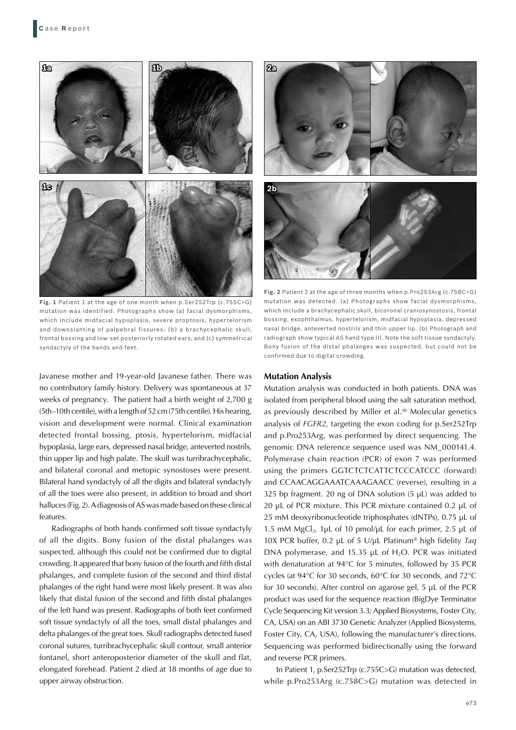Fig. 1 Patient 1 at the age of one month when p.Ser252Trp (c.755C>G) mutation was identified. Photographs show (a) facial dysmorphisms, which include midfacial hypoplasia, severe proptosis, hypertelorism and downslanting of palpebral fissures; (b) a brachycephalic skull, frontal bossing and low-set posteriorly rotated ears; and (c) symmetrical syndactyly of the hands and feet.

Fig. 2 Patient 2 at the age of three months when p.Pro253Arg (c.758C>G) mutation was detected. (a) Photographs show facial dysmorphisms, which include a brachycephalic skull, bicoronal craniosynostosis, frontal bossing, exophthalmus, hypertelorism, midfacial hypoplasia, depressed nasal bridge, anteverted nostrils and thin upper lip. (b) Photograph and radiograph show typical AS hand type III. Note the soft tissue syndactyly. Bony fusion of the distal phalanges was suspected, but could not be confirmed due to digital crowding.

Javanese mother and 19-year-old Javanese father. There was no contributory family history. Delivery was spontaneous at 37 weeks of pregnancy. The patient had a birth weight of 2,700 g (5th–10th centile), with a length of 52 cm (75th centile). His hearing, vision and development were normal. Clinical examination detected frontal bossing, ptosis, hypertelorism, midfacial hypoplasia, large ears, depressed nasal bridge, anteverted nostrils, thin upper lip and high palate. The skull was turribrachycephalic, and bilateral coronal and metopic synostoses were present. Bilateral hand syndactyly of all the digits and bilateral syndactyly of all the toes were also present, in addition to broad and short halluces (Fig. 2). A diagnosis of AS was made based on these clinical features.

Radiographs of both hands confirmed soft tissue syndactyly of all the digits. Bony fusion of the distal phalanges was suspected, although this could not be confirmed due to digital crowding. It appeared that bony fusion of the fourth and fifth distal phalanges, and complete fusion of the second and third distal phalanges of the right hand were most likely present. It was also likely that distal fusion of the second and fifth distal phalanges of the left hand was present. Radiographs of both feet confirmed soft tissue syndactyly of all the toes, small distal phalanges and delta phalanges of the great toes. Skull radiographs detected fused coronal sutures, turribrachycephalic skull contour, small anterior fontanel, short anteroposterior diameter of the skull and flat, elongated forehead. Patient 2 died at 18 months of age due to upper airway obstruction.

### Mutation Analysis

Mutation analysis was conducted in both patients. DNA was isolated from peripheral blood using the salt saturation method, as previously described by Miller et al.[8] Molecular genetics analysis of *FGFR2*, targeting the exon coding for p.Ser252Trp and p.Pro253Arg, was performed by direct sequencing. The genomic DNA reference sequence used was NM_000141.4. Polymerase chain reaction (PCR) of exon 7 was performed using the primers GGTCTCTCATTCTCCCATCCC (forward) and CCAACAGGAAATCAAAGAACC (reverse), resulting in a 325 bp fragment. 20 ng of DNA solution (5 μL) was added to 20 μL of PCR mixture. This PCR mixture contained 0.2 μL of 25 mM deoxyribonucleotide triphosphates (dNTPs), 0.75 μL of 1.5 mM $MgCl_2$, 1μL of 10 pmol/μL for each primer, 2.5 μL of 10X PCR buffer, 0.2 μL of 5 U/μL Platinum® high fidelity *Taq* DNA polymerase, and 15.35 μL of $H_2O$. PCR was initiated with denaturation at 94°C for 5 minutes, followed by 35 PCR cycles (at 94°C for 20 seconds, 60°C for 30 seconds, and 72°C for 30 seconds). After control on agarose gel, 5 μL of the PCR product was used for the sequence reaction (BigDye Terminator Cycle Sequencing Kit version 3.3; Applied Biosystems, Foster City, CA, USA) on an ABI 3730 Genetic Analyzer (Applied Biosystems, Foster City, CA, USA), following the manufacturer's directions. Sequencing was performed bidirectionally using the forward and reverse PCR primers.

In Patient 1, p.Ser252Trp (c.755C>G) mutation was detected, while p.Pro253Arg (c.758C>G) mutation was detected in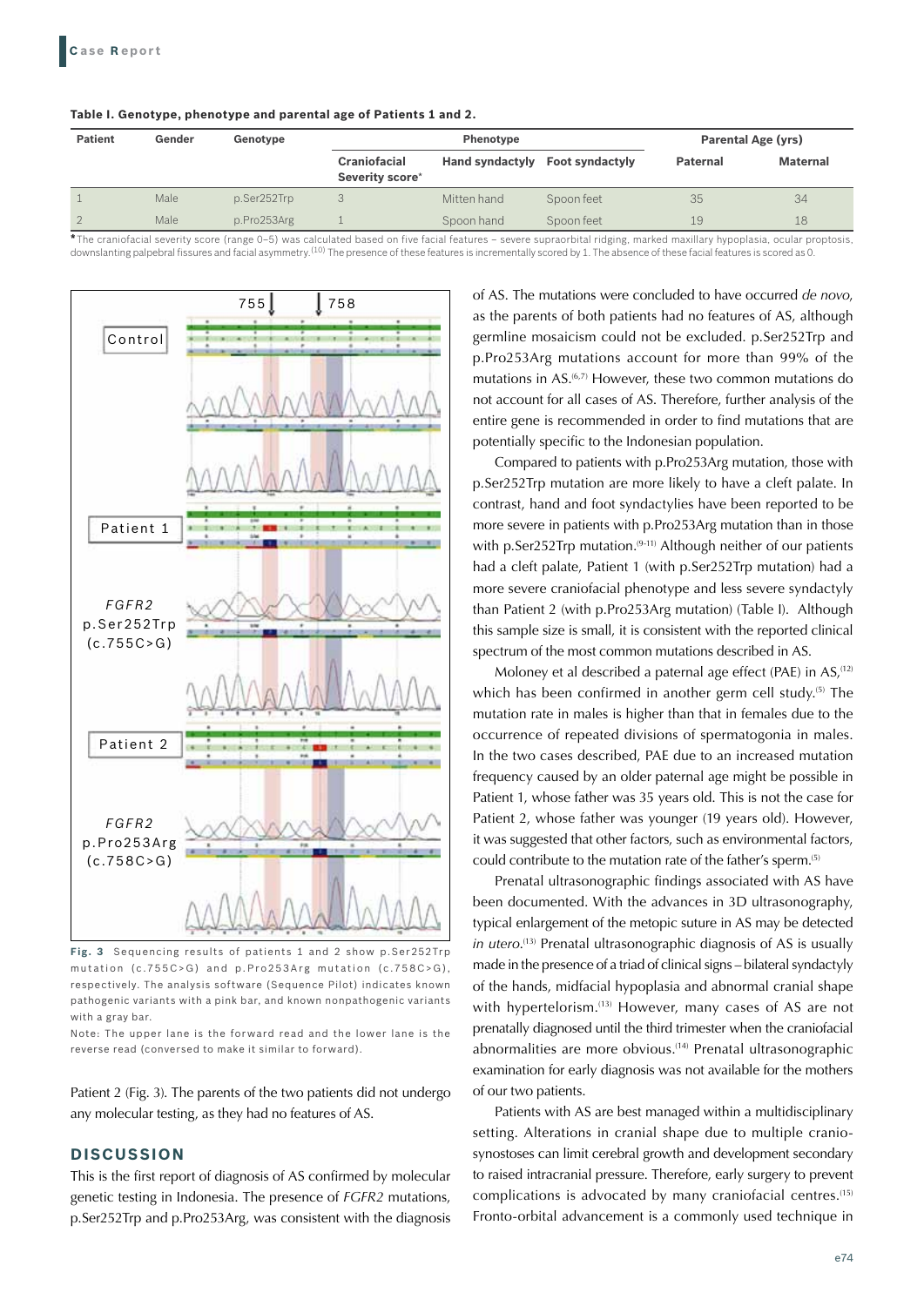**Table I. Genotype, phenotype and parental age of Patients 1 and 2.**

| Patient | Gender | Genotype | Phenotype | | | Parental Age (yrs) | |
|---|---|---|---|---|---|---|---|
| | | | Craniofacial Severity score* | Hand syndactyly | Foot syndactyly | Paternal | Maternal |
| 1 | Male | p.Ser252Trp | 3 | Mitten hand | Spoon feet | 35 | 34 |
| 2 | Male | p.Pro253Arg | 1 | Spoon hand | Spoon feet | 19 | 18 |

*The craniofacial severity score (range 0–5) was calculated based on five facial features – severe supraorbital ridging, marked maxillary hypoplasia, ocular proptosis, downslanting palpebral fissures and facial asymmetry.[10] The presence of these features is incrementally scored by 1. The absence of these facial features is scored as 0.

**Fig. 3** Sequencing results of patients 1 and 2 show p.Ser252Trp mutation (c.755C>G) and p.Pro253Arg mutation (c.758C>G), respectively. The analysis software (Sequence Pilot) indicates known pathogenic variants with a pink bar, and known nonpathogenic variants with a gray bar.

Note: The upper lane is the forward read and the lower lane is the reverse read (conversed to make it similar to forward).

Patient 2 (Fig. 3). The parents of the two patients did not undergo any molecular testing, as they had no features of AS.

## DISCUSSION

This is the first report of diagnosis of AS confirmed by molecular genetic testing in Indonesia. The presence of *FGFR2* mutations, p.Ser252Trp and p.Pro253Arg, was consistent with the diagnosis of AS. The mutations were concluded to have occurred *de novo*, as the parents of both patients had no features of AS, although germline mosaicism could not be excluded. p.Ser252Trp and p.Pro253Arg mutations account for more than 99% of the mutations in AS.[6,7] However, these two common mutations do not account for all cases of AS. Therefore, further analysis of the entire gene is recommended in order to find mutations that are potentially specific to the Indonesian population.

Compared to patients with p.Pro253Arg mutation, those with p.Ser252Trp mutation are more likely to have a cleft palate. In contrast, hand and foot syndactylies have been reported to be more severe in patients with p.Pro253Arg mutation than in those with p.Ser252Trp mutation.[9-11] Although neither of our patients had a cleft palate, Patient 1 (with p.Ser252Trp mutation) had a more severe craniofacial phenotype and less severe syndactyly than Patient 2 (with p.Pro253Arg mutation) (Table I). Although this sample size is small, it is consistent with the reported clinical spectrum of the most common mutations described in AS.

Moloney et al described a paternal age effect (PAE) in AS,[12] which has been confirmed in another germ cell study.[5] The mutation rate in males is higher than that in females due to the occurrence of repeated divisions of spermatogonia in males. In the two cases described, PAE due to an increased mutation frequency caused by an older paternal age might be possible in Patient 1, whose father was 35 years old. This is not the case for Patient 2, whose father was younger (19 years old). However, it was suggested that other factors, such as environmental factors, could contribute to the mutation rate of the father's sperm.[5]

Prenatal ultrasonographic findings associated with AS have been documented. With the advances in 3D ultrasonography, typical enlargement of the metopic suture in AS may be detected *in utero*.[13] Prenatal ultrasonographic diagnosis of AS is usually made in the presence of a triad of clinical signs – bilateral syndactyly of the hands, midfacial hypoplasia and abnormal cranial shape with hypertelorism.[13] However, many cases of AS are not prenatally diagnosed until the third trimester when the craniofacial abnormalities are more obvious.[14] Prenatal ultrasonographic examination for early diagnosis was not available for the mothers of our two patients.

Patients with AS are best managed within a multidisciplinary setting. Alterations in cranial shape due to multiple craniosynostoses can limit cerebral growth and development secondary to raised intracranial pressure. Therefore, early surgery to prevent complications is advocated by many craniofacial centres.[15] Fronto-orbital advancement is a commonly used technique in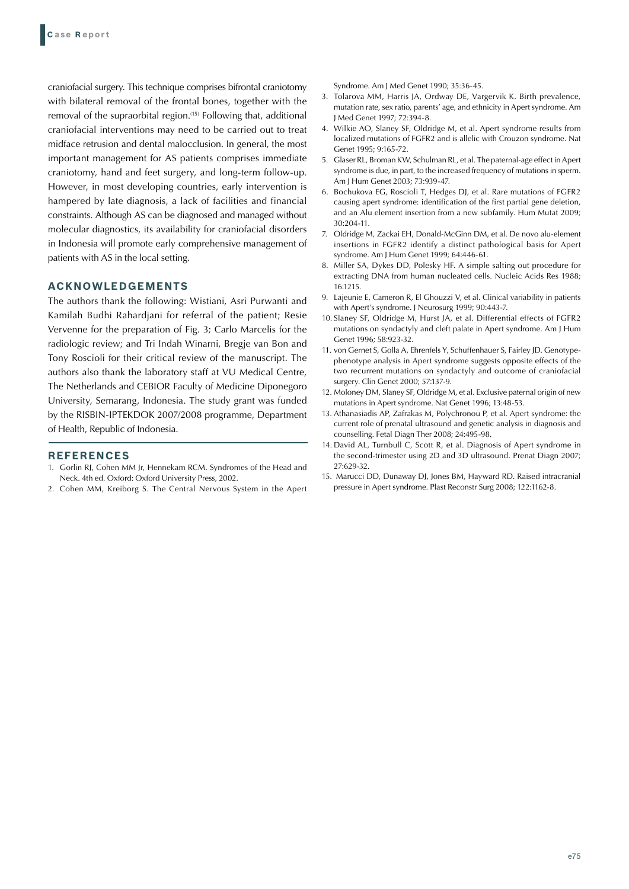craniofacial surgery. This technique comprises bifrontal craniotomy with bilateral removal of the frontal bones, together with the removal of the supraorbital region.[15] Following that, additional craniofacial interventions may need to be carried out to treat midface retrusion and dental malocclusion. In general, the most important management for AS patients comprises immediate craniotomy, hand and feet surgery, and long-term follow-up. However, in most developing countries, early intervention is hampered by late diagnosis, a lack of facilities and financial constraints. Although AS can be diagnosed and managed without molecular diagnostics, its availability for craniofacial disorders in Indonesia will promote early comprehensive management of patients with AS in the local setting.

## ACKNOWLEDGEMENTS

The authors thank the following: Wistiani, Asri Purwanti and Kamilah Budhi Rahardjani for referral of the patient; Resie Vervenne for the preparation of Fig. 3; Carlo Marcelis for the radiologic review; and Tri Indah Winarni, Bregje van Bon and Tony Roscioli for their critical review of the manuscript. The authors also thank the laboratory staff at VU Medical Centre, The Netherlands and CEBIOR Faculty of Medicine Diponegoro University, Semarang, Indonesia. The study grant was funded by the RISBIN-IPTEKDOK 2007/2008 programme, Department of Health, Republic of Indonesia.

## REFERENCES

1. Gorlin RJ, Cohen MM Jr, Hennekam RCM. Syndromes of the Head and Neck. 4th ed. Oxford: Oxford University Press, 2002.
2. Cohen MM, Kreiborg S. The Central Nervous System in the Apert Syndrome. Am J Med Genet 1990; 35:36-45.
3. Tolarova MM, Harris JA, Ordway DE, Vargervik K. Birth prevalence, mutation rate, sex ratio, parents' age, and ethnicity in Apert syndrome. Am J Med Genet 1997; 72:394-8.
4. Wilkie AO, Slaney SF, Oldridge M, et al. Apert syndrome results from localized mutations of FGFR2 and is allelic with Crouzon syndrome. Nat Genet 1995; 9:165-72.
5. Glaser RL, Broman KW, Schulman RL, et al. The paternal-age effect in Apert syndrome is due, in part, to the increased frequency of mutations in sperm. Am J Hum Genet 2003; 73:939-47.
6. Bochukova EG, Roscioli T, Hedges DJ, et al. Rare mutations of FGFR2 causing apert syndrome: identification of the first partial gene deletion, and an Alu element insertion from a new subfamily. Hum Mutat 2009; 30:204-11.
7. Oldridge M, Zackai EH, Donald-McGinn DM, et al. De novo alu-element insertions in FGFR2 identify a distinct pathological basis for Apert syndrome. Am J Hum Genet 1999; 64:446-61.
8. Miller SA, Dykes DD, Polesky HF. A simple salting out procedure for extracting DNA from human nucleated cells. Nucleic Acids Res 1988; 16:1215.
9. Lajeunie E, Cameron R, El Ghouzzi V, et al. Clinical variability in patients with Apert's syndrome. J Neurosurg 1999; 90:443-7.
10. Slaney SF, Oldridge M, Hurst JA, et al. Differential effects of FGFR2 mutations on syndactyly and cleft palate in Apert syndrome. Am J Hum Genet 1996; 58:923-32.
11. von Gernet S, Golla A, Ehrenfels Y, Schuffenhauer S, Fairley JD. Genotype-phenotype analysis in Apert syndrome suggests opposite effects of the two recurrent mutations on syndactyly and outcome of craniofacial surgery. Clin Genet 2000; 57:137-9.
12. Moloney DM, Slaney SF, Oldridge M, et al. Exclusive paternal origin of new mutations in Apert syndrome. Nat Genet 1996; 13:48-53.
13. Athanasiadis AP, Zafrakas M, Polychronou P, et al. Apert syndrome: the current role of prenatal ultrasound and genetic analysis in diagnosis and counselling. Fetal Diagn Ther 2008; 24:495-98.
14. David AL, Turnbull C, Scott R, et al. Diagnosis of Apert syndrome in the second-trimester using 2D and 3D ultrasound. Prenat Diagn 2007; 27:629-32.
15. Marucci DD, Dunaway DJ, Jones BM, Hayward RD. Raised intracranial pressure in Apert syndrome. Plast Reconstr Surg 2008; 122:1162-8.